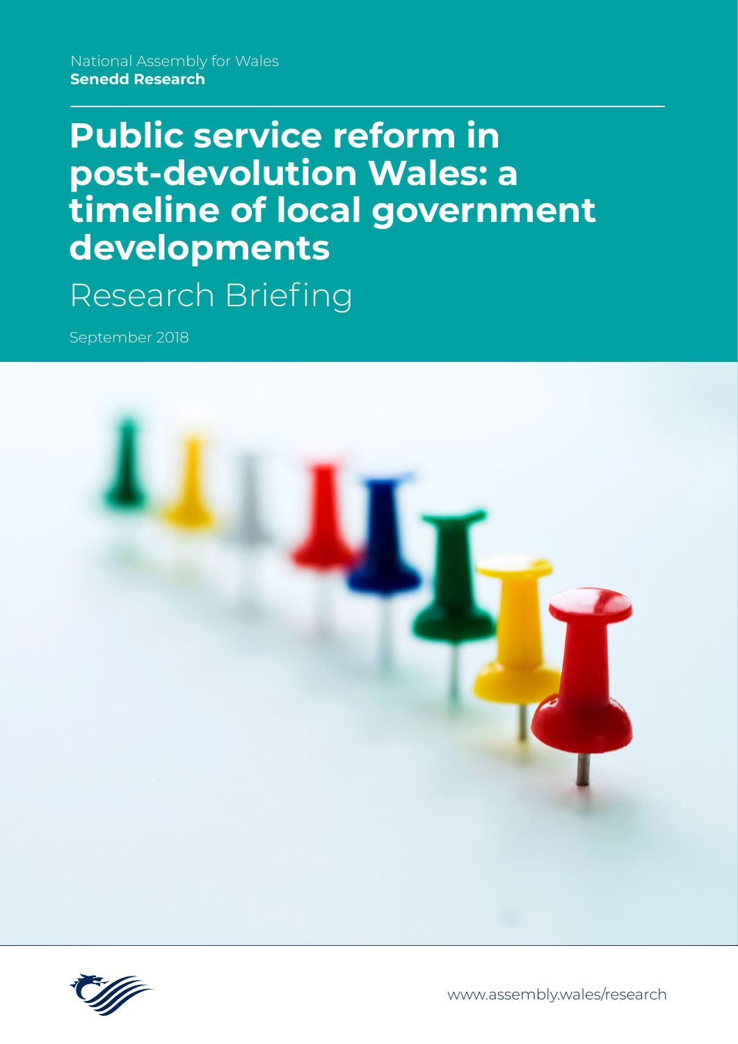National Assembly for Wales
**Senedd Research**

# Public service reform in post-devolution Wales: a timeline of local government developments

## Research Briefing

September 2018

www.assembly.wales/research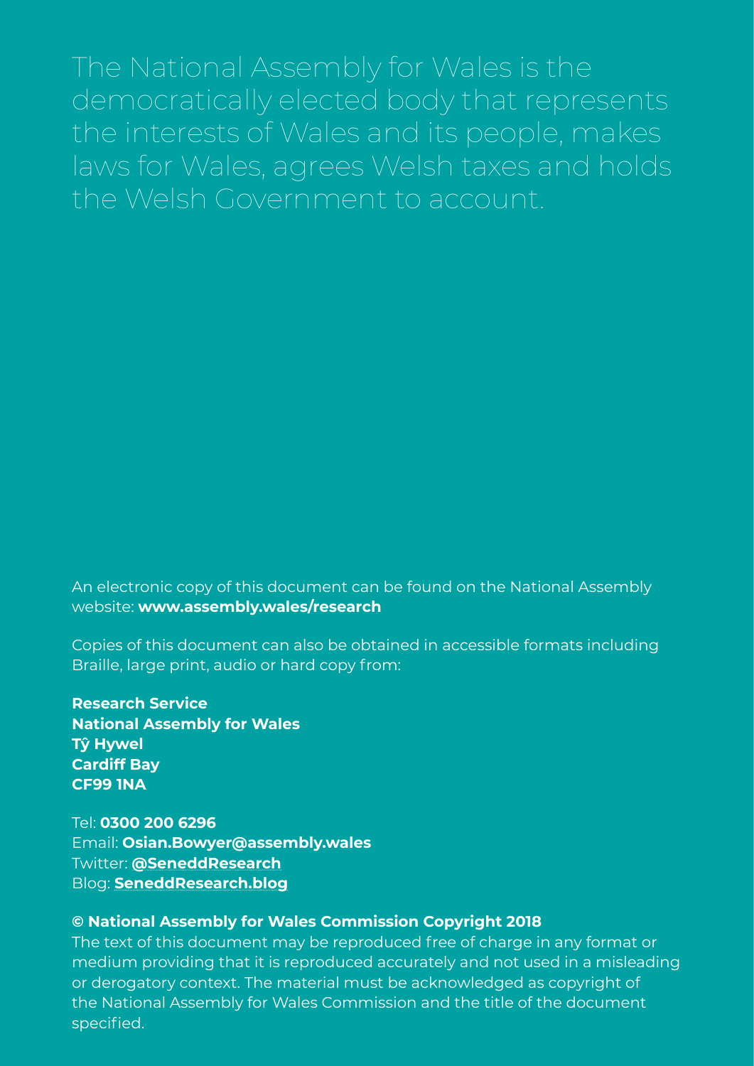The National Assembly for Wales is the democratically elected body that represents the interests of Wales and its people, makes laws for Wales, agrees Welsh taxes and holds the Welsh Government to account.

An electronic copy of this document can be found on the National Assembly website: **www.assembly.wales/research**

Copies of this document can also be obtained in accessible formats including Braille, large print, audio or hard copy from:

**Research Service**
**National Assembly for Wales**
**Tŷ Hywel**
**Cardiff Bay**
**CF99 1NA**

Tel: **0300 200 6296**
Email: **Osian.Bowyer@assembly.wales**
Twitter: **@SeneddResearch**
Blog: **SeneddResearch.blog**

**© National Assembly for Wales Commission Copyright 2018**

The text of this document may be reproduced free of charge in any format or medium providing that it is reproduced accurately and not used in a misleading or derogatory context. The material must be acknowledged as copyright of the National Assembly for Wales Commission and the title of the document specified.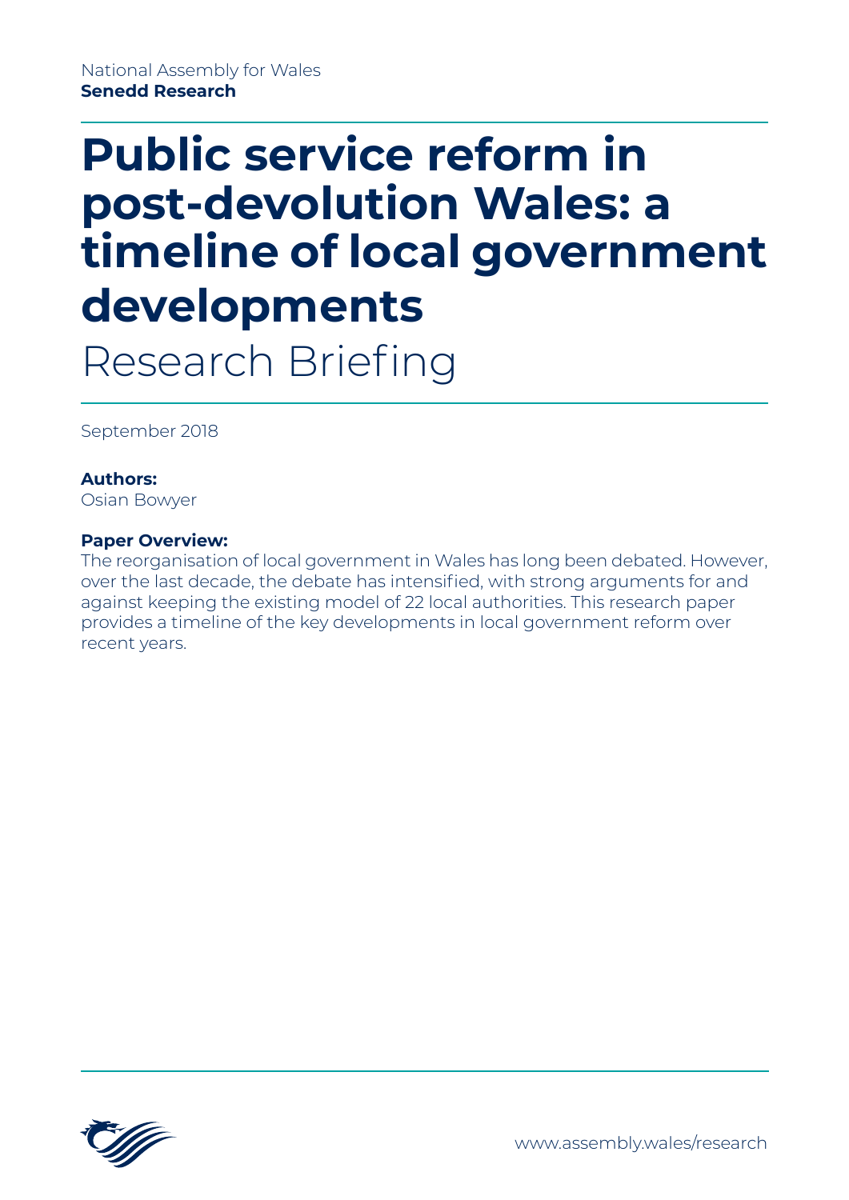National Assembly for Wales
**Senedd Research**

# Public service reform in post-devolution Wales: a timeline of local government developments

Research Briefing

September 2018

**Authors:**
Osian Bowyer

**Paper Overview:**
The reorganisation of local government in Wales has long been debated. However, over the last decade, the debate has intensified, with strong arguments for and against keeping the existing model of 22 local authorities. This research paper provides a timeline of the key developments in local government reform over recent years.

www.assembly.wales/research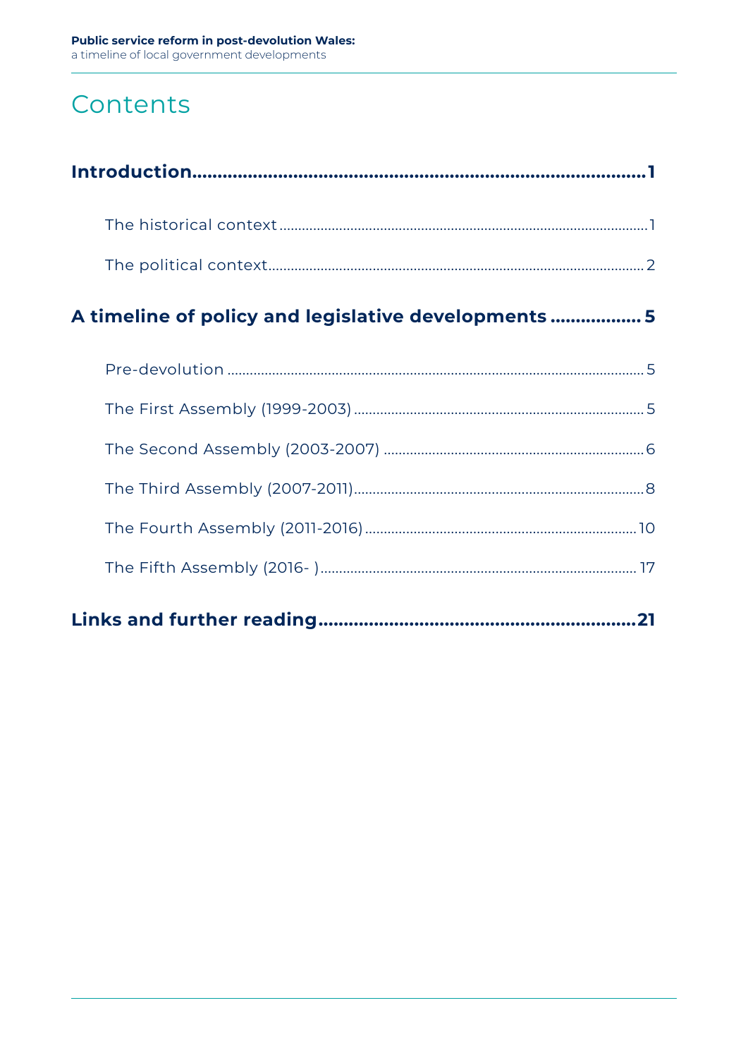# Contents

**Introduction** .......... **1**

The historical context .......... 1

The political context .......... 2

**A timeline of policy and legislative developments** .......... **5**

Pre-devolution .......... 5

The First Assembly (1999-2003) .......... 5

The Second Assembly (2003-2007) .......... 6

The Third Assembly (2007-2011) .......... 8

The Fourth Assembly (2011-2016) .......... 10

The Fifth Assembly (2016- ) .......... 17

**Links and further reading** .......... **21**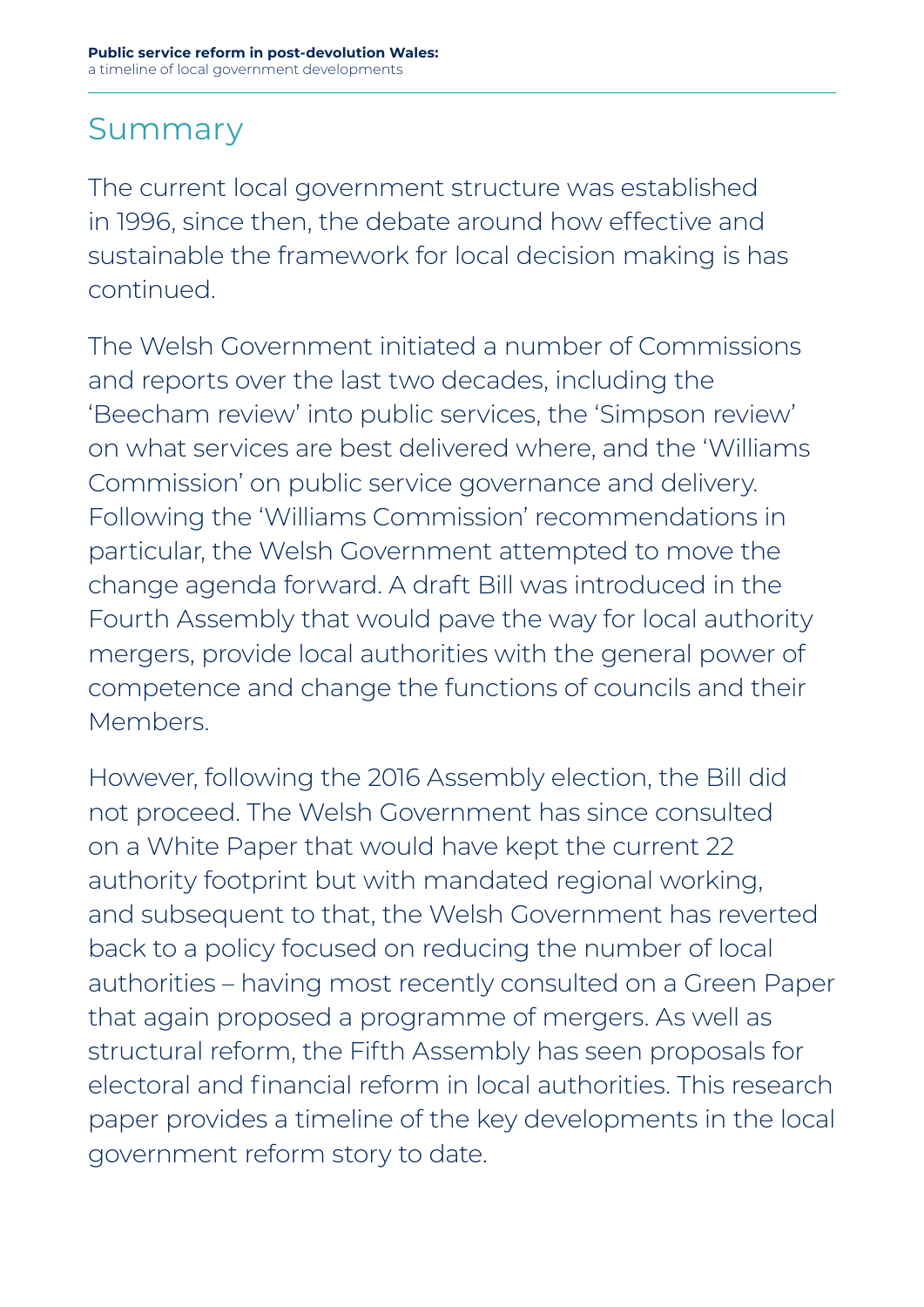# Summary

The current local government structure was established in 1996, since then, the debate around how effective and sustainable the framework for local decision making is has continued.

The Welsh Government initiated a number of Commissions and reports over the last two decades, including the 'Beecham review' into public services, the 'Simpson review' on what services are best delivered where, and the 'Williams Commission' on public service governance and delivery. Following the 'Williams Commission' recommendations in particular, the Welsh Government attempted to move the change agenda forward. A draft Bill was introduced in the Fourth Assembly that would pave the way for local authority mergers, provide local authorities with the general power of competence and change the functions of councils and their Members.

However, following the 2016 Assembly election, the Bill did not proceed. The Welsh Government has since consulted on a White Paper that would have kept the current 22 authority footprint but with mandated regional working, and subsequent to that, the Welsh Government has reverted back to a policy focused on reducing the number of local authorities – having most recently consulted on a Green Paper that again proposed a programme of mergers. As well as structural reform, the Fifth Assembly has seen proposals for electoral and financial reform in local authorities. This research paper provides a timeline of the key developments in the local government reform story to date.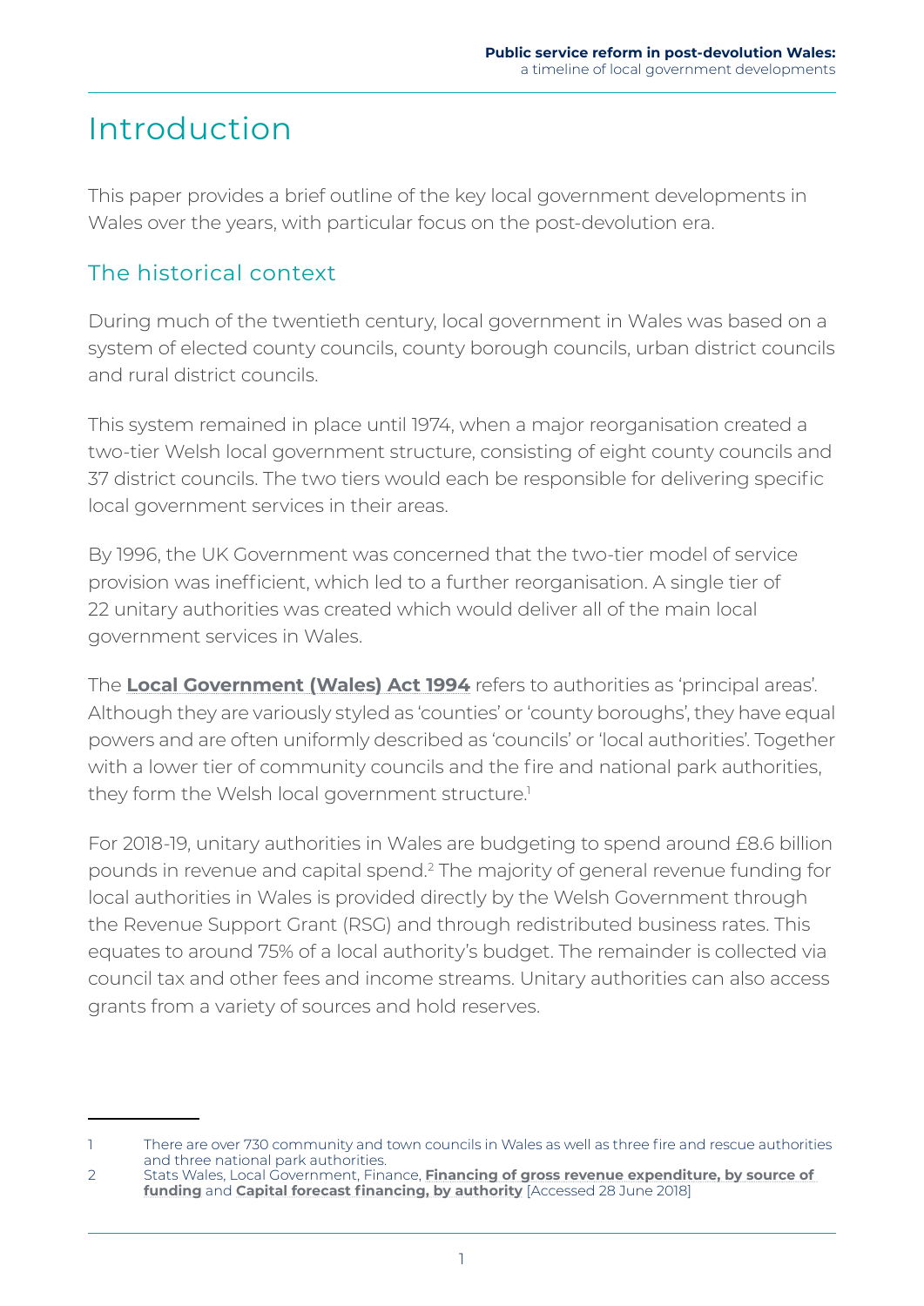# Introduction

This paper provides a brief outline of the key local government developments in Wales over the years, with particular focus on the post-devolution era.

## The historical context

During much of the twentieth century, local government in Wales was based on a system of elected county councils, county borough councils, urban district councils and rural district councils.

This system remained in place until 1974, when a major reorganisation created a two-tier Welsh local government structure, consisting of eight county councils and 37 district councils. The two tiers would each be responsible for delivering specific local government services in their areas.

By 1996, the UK Government was concerned that the two-tier model of service provision was inefficient, which led to a further reorganisation. A single tier of 22 unitary authorities was created which would deliver all of the main local government services in Wales.

The **Local Government (Wales) Act 1994** refers to authorities as 'principal areas'. Although they are variously styled as 'counties' or 'county boroughs', they have equal powers and are often uniformly described as 'councils' or 'local authorities'. Together with a lower tier of community councils and the fire and national park authorities, they form the Welsh local government structure.[1]

For 2018-19, unitary authorities in Wales are budgeting to spend around £8.6 billion pounds in revenue and capital spend.[2] The majority of general revenue funding for local authorities in Wales is provided directly by the Welsh Government through the Revenue Support Grant (RSG) and through redistributed business rates. This equates to around 75% of a local authority's budget. The remainder is collected via council tax and other fees and income streams. Unitary authorities can also access grants from a variety of sources and hold reserves.

---

1 There are over 730 community and town councils in Wales as well as three fire and rescue authorities and three national park authorities.

2 Stats Wales, Local Government, Finance, **Financing of gross revenue expenditure, by source of funding** and **Capital forecast financing, by authority** [Accessed 28 June 2018]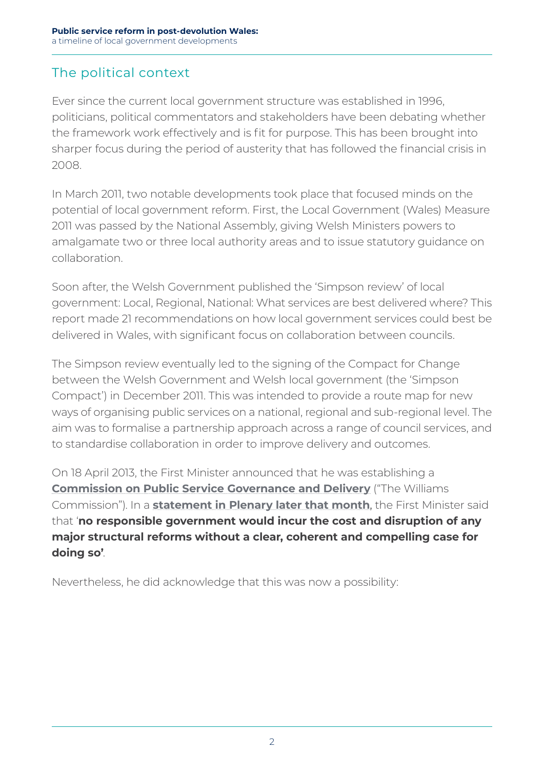## The political context

Ever since the current local government structure was established in 1996, politicians, political commentators and stakeholders have been debating whether the framework work effectively and is fit for purpose. This has been brought into sharper focus during the period of austerity that has followed the financial crisis in 2008.

In March 2011, two notable developments took place that focused minds on the potential of local government reform. First, the Local Government (Wales) Measure 2011 was passed by the National Assembly, giving Welsh Ministers powers to amalgamate two or three local authority areas and to issue statutory guidance on collaboration.

Soon after, the Welsh Government published the 'Simpson review' of local government: Local, Regional, National: What services are best delivered where? This report made 21 recommendations on how local government services could best be delivered in Wales, with significant focus on collaboration between councils.

The Simpson review eventually led to the signing of the Compact for Change between the Welsh Government and Welsh local government (the 'Simpson Compact') in December 2011. This was intended to provide a route map for new ways of organising public services on a national, regional and sub-regional level. The aim was to formalise a partnership approach across a range of council services, and to standardise collaboration in order to improve delivery and outcomes.

On 18 April 2013, the First Minister announced that he was establishing a **Commission on Public Service Governance and Delivery** ("The Williams Commission"). In a **statement in Plenary later that month**, the First Minister said that '**no responsible government would incur the cost and disruption of any major structural reforms without a clear, coherent and compelling case for doing so'**.

Nevertheless, he did acknowledge that this was now a possibility: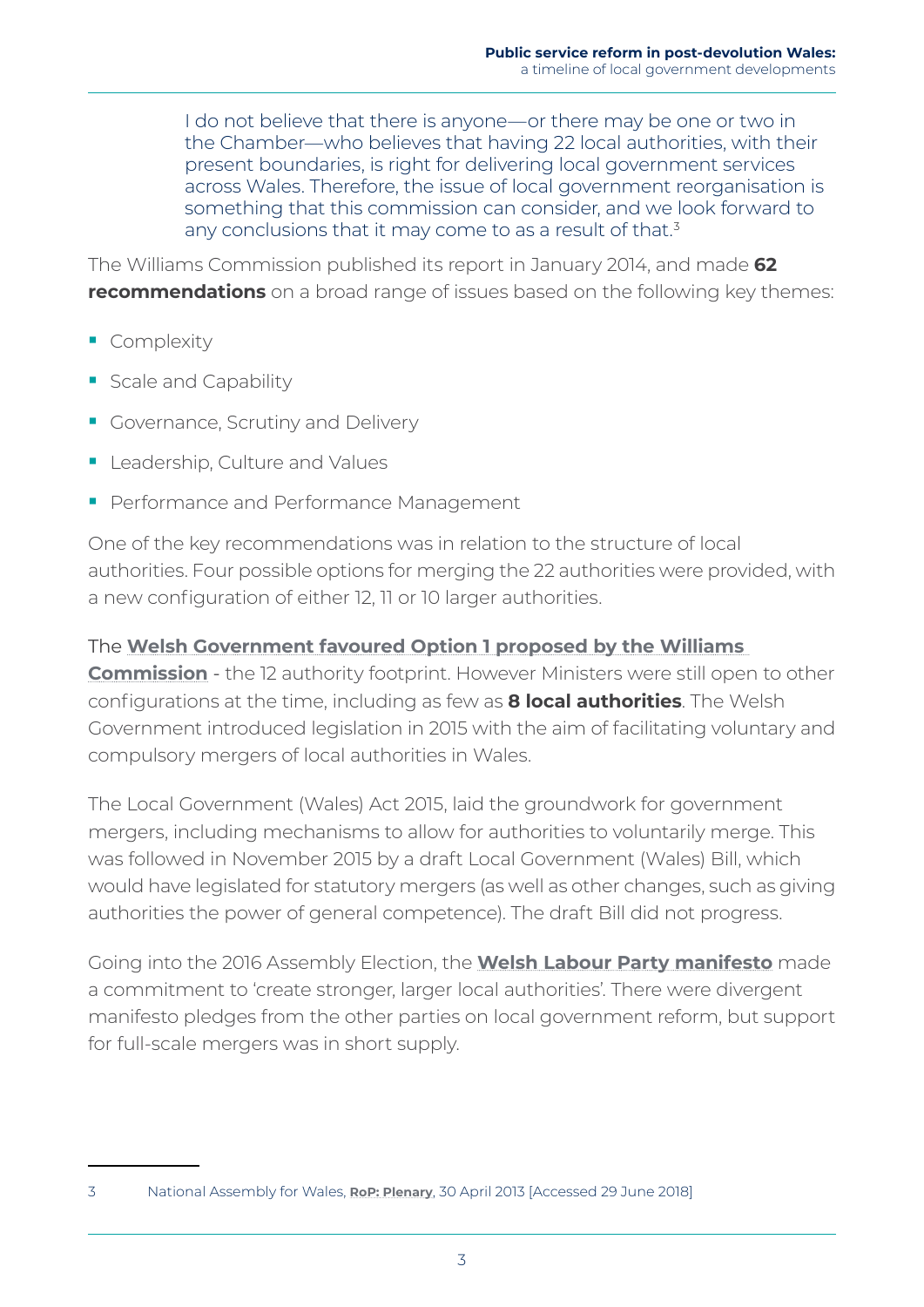> I do not believe that there is anyone—or there may be one or two in the Chamber—who believes that having 22 local authorities, with their present boundaries, is right for delivering local government services across Wales. Therefore, the issue of local government reorganisation is something that this commission can consider, and we look forward to any conclusions that it may come to as a result of that.[3]

The Williams Commission published its report in January 2014, and made **62 recommendations** on a broad range of issues based on the following key themes:

- Complexity
- Scale and Capability
- Governance, Scrutiny and Delivery
- Leadership, Culture and Values
- Performance and Performance Management

One of the key recommendations was in relation to the structure of local authorities. Four possible options for merging the 22 authorities were provided, with a new configuration of either 12, 11 or 10 larger authorities.

The **Welsh Government favoured Option 1 proposed by the Williams Commission** - the 12 authority footprint. However Ministers were still open to other configurations at the time, including as few as **8 local authorities**. The Welsh Government introduced legislation in 2015 with the aim of facilitating voluntary and compulsory mergers of local authorities in Wales.

The Local Government (Wales) Act 2015, laid the groundwork for government mergers, including mechanisms to allow for authorities to voluntarily merge. This was followed in November 2015 by a draft Local Government (Wales) Bill, which would have legislated for statutory mergers (as well as other changes, such as giving authorities the power of general competence). The draft Bill did not progress.

Going into the 2016 Assembly Election, the **Welsh Labour Party manifesto** made a commitment to 'create stronger, larger local authorities'. There were divergent manifesto pledges from the other parties on local government reform, but support for full-scale mergers was in short supply.

---

3 National Assembly for Wales, **RoP: Plenary**, 30 April 2013 [Accessed 29 June 2018]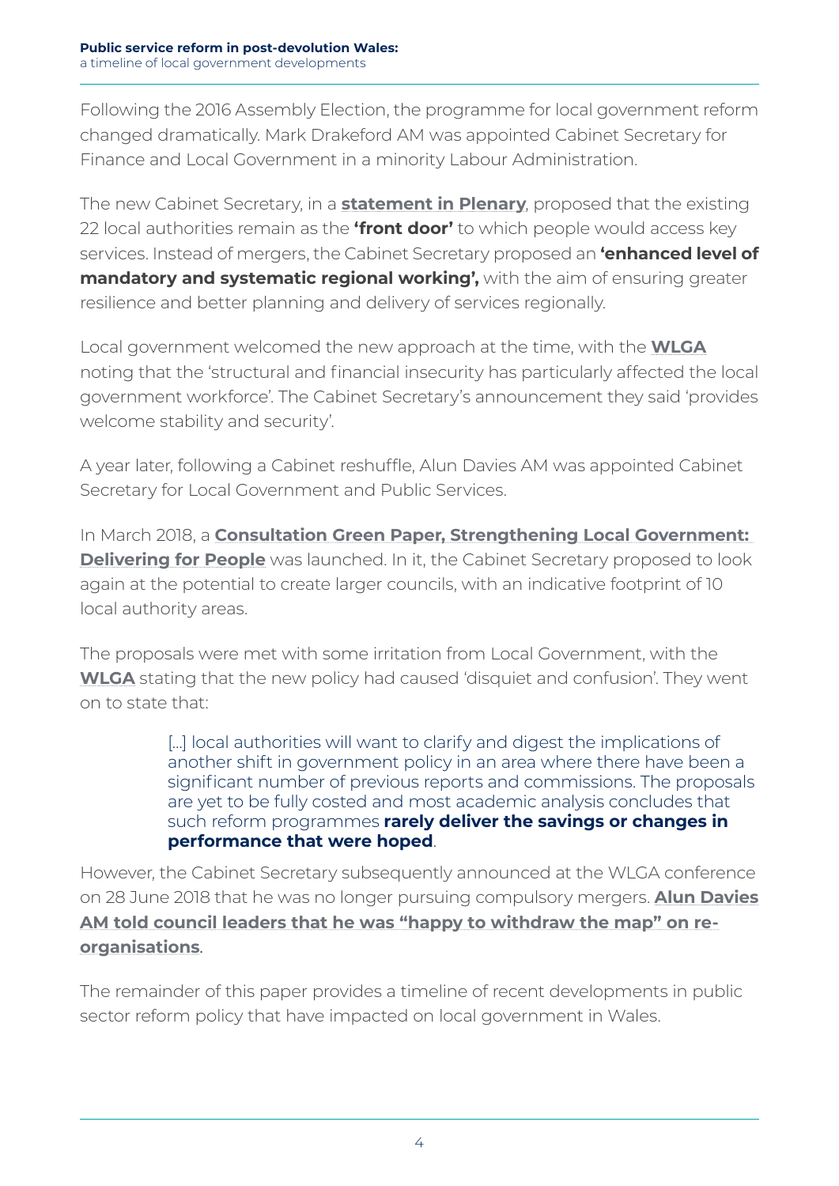Following the 2016 Assembly Election, the programme for local government reform changed dramatically. Mark Drakeford AM was appointed Cabinet Secretary for Finance and Local Government in a minority Labour Administration.

The new Cabinet Secretary, in a **statement in Plenary**, proposed that the existing 22 local authorities remain as the **'front door'** to which people would access key services. Instead of mergers, the Cabinet Secretary proposed an **'enhanced level of mandatory and systematic regional working',** with the aim of ensuring greater resilience and better planning and delivery of services regionally.

Local government welcomed the new approach at the time, with the **WLGA** noting that the 'structural and financial insecurity has particularly affected the local government workforce'. The Cabinet Secretary's announcement they said 'provides welcome stability and security'.

A year later, following a Cabinet reshuffle, Alun Davies AM was appointed Cabinet Secretary for Local Government and Public Services.

In March 2018, a **Consultation Green Paper, Strengthening Local Government: Delivering for People** was launched. In it, the Cabinet Secretary proposed to look again at the potential to create larger councils, with an indicative footprint of 10 local authority areas.

The proposals were met with some irritation from Local Government, with the **WLGA** stating that the new policy had caused 'disquiet and confusion'. They went on to state that:

> [...] local authorities will want to clarify and digest the implications of another shift in government policy in an area where there have been a significant number of previous reports and commissions. The proposals are yet to be fully costed and most academic analysis concludes that such reform programmes **rarely deliver the savings or changes in performance that were hoped**.

However, the Cabinet Secretary subsequently announced at the WLGA conference on 28 June 2018 that he was no longer pursuing compulsory mergers. **Alun Davies AM told council leaders that he was "happy to withdraw the map" on re-organisations**.

The remainder of this paper provides a timeline of recent developments in public sector reform policy that have impacted on local government in Wales.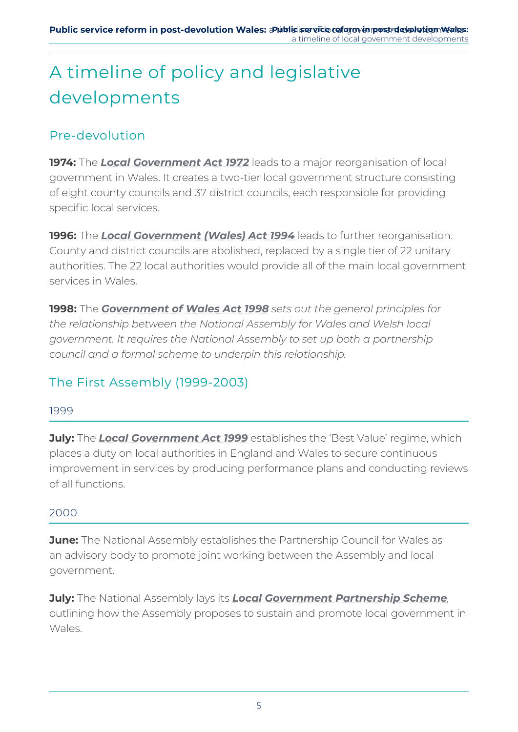# A timeline of policy and legislative developments

## Pre-devolution

**1974:** The ***Local Government Act 1972*** leads to a major reorganisation of local government in Wales. It creates a two-tier local government structure consisting of eight county councils and 37 district councils, each responsible for providing specific local services.

**1996:** The ***Local Government (Wales) Act 1994*** leads to further reorganisation. County and district councils are abolished, replaced by a single tier of 22 unitary authorities. The 22 local authorities would provide all of the main local government services in Wales.

**1998:** The ***Government of Wales Act 1998*** *sets out the general principles for the relationship between the National Assembly for Wales and Welsh local government. It requires the National Assembly to set up both a partnership council and a formal scheme to underpin this relationship.*

## The First Assembly (1999-2003)

### 1999

**July:** The ***Local Government Act 1999*** establishes the 'Best Value' regime, which places a duty on local authorities in England and Wales to secure continuous improvement in services by producing performance plans and conducting reviews of all functions.

### 2000

**June:** The National Assembly establishes the Partnership Council for Wales as an advisory body to promote joint working between the Assembly and local government.

**July:** The National Assembly lays its ***Local Government Partnership Scheme***, outlining how the Assembly proposes to sustain and promote local government in Wales.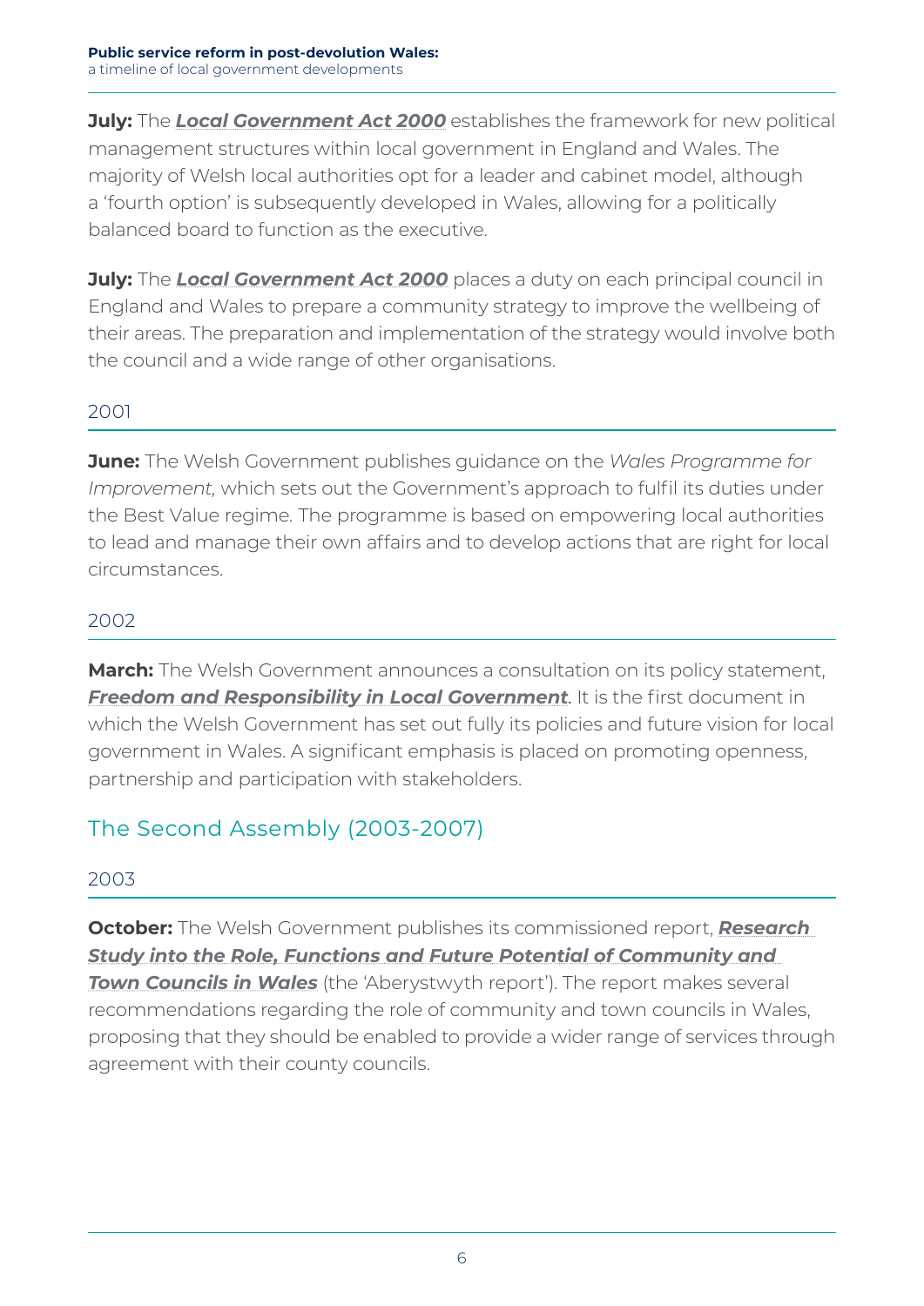**July:** The ***Local Government Act 2000*** establishes the framework for new political management structures within local government in England and Wales. The majority of Welsh local authorities opt for a leader and cabinet model, although a 'fourth option' is subsequently developed in Wales, allowing for a politically balanced board to function as the executive.

**July:** The ***Local Government Act 2000*** places a duty on each principal council in England and Wales to prepare a community strategy to improve the wellbeing of their areas. The preparation and implementation of the strategy would involve both the council and a wide range of other organisations.

### 2001

**June:** The Welsh Government publishes guidance on the *Wales Programme for Improvement,* which sets out the Government's approach to fulfil its duties under the Best Value regime. The programme is based on empowering local authorities to lead and manage their own affairs and to develop actions that are right for local circumstances.

### 2002

**March:** The Welsh Government announces a consultation on its policy statement, ***Freedom and Responsibility in Local Government***. It is the first document in which the Welsh Government has set out fully its policies and future vision for local government in Wales. A significant emphasis is placed on promoting openness, partnership and participation with stakeholders.

## The Second Assembly (2003-2007)

### 2003

**October:** The Welsh Government publishes its commissioned report, ***Research Study into the Role, Functions and Future Potential of Community and Town Councils in Wales*** (the 'Aberystwyth report'). The report makes several recommendations regarding the role of community and town councils in Wales, proposing that they should be enabled to provide a wider range of services through agreement with their county councils.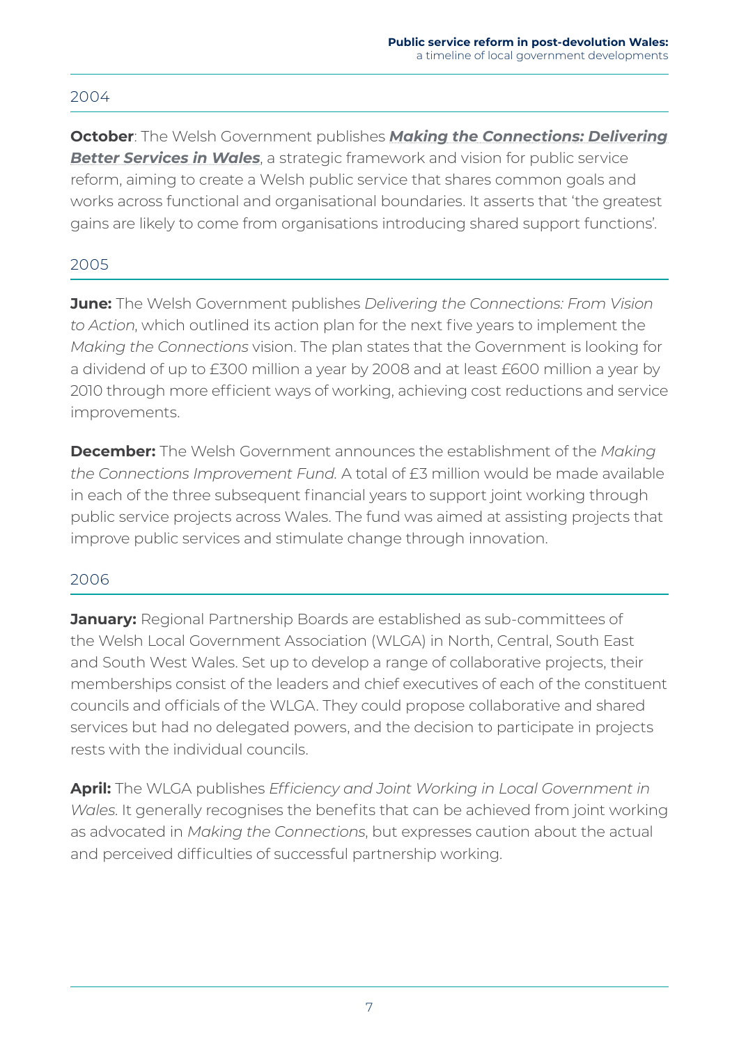## 2004

**October**: The Welsh Government publishes ***Making the Connections: Delivering Better Services in Wales***, a strategic framework and vision for public service reform, aiming to create a Welsh public service that shares common goals and works across functional and organisational boundaries. It asserts that 'the greatest gains are likely to come from organisations introducing shared support functions'.

## 2005

**June:** The Welsh Government publishes *Delivering the Connections: From Vision to Action*, which outlined its action plan for the next five years to implement the *Making the Connections* vision. The plan states that the Government is looking for a dividend of up to £300 million a year by 2008 and at least £600 million a year by 2010 through more efficient ways of working, achieving cost reductions and service improvements.

**December:** The Welsh Government announces the establishment of the *Making the Connections Improvement Fund.* A total of £3 million would be made available in each of the three subsequent financial years to support joint working through public service projects across Wales. The fund was aimed at assisting projects that improve public services and stimulate change through innovation.

## 2006

**January:** Regional Partnership Boards are established as sub-committees of the Welsh Local Government Association (WLGA) in North, Central, South East and South West Wales. Set up to develop a range of collaborative projects, their memberships consist of the leaders and chief executives of each of the constituent councils and officials of the WLGA. They could propose collaborative and shared services but had no delegated powers, and the decision to participate in projects rests with the individual councils.

**April:** The WLGA publishes *Efficiency and Joint Working in Local Government in Wales.* It generally recognises the benefits that can be achieved from joint working as advocated in *Making the Connections*, but expresses caution about the actual and perceived difficulties of successful partnership working.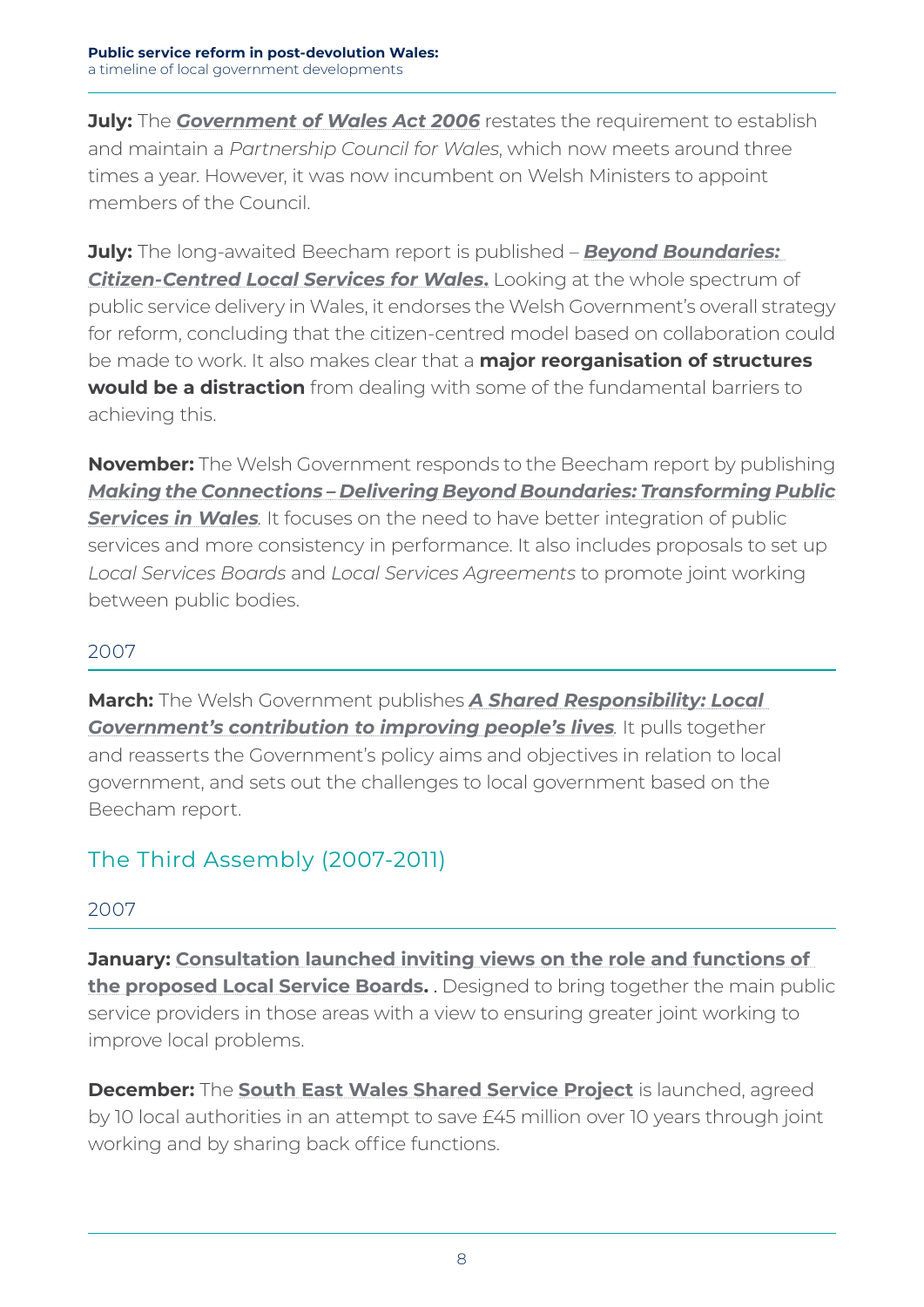**July:** The ***Government of Wales Act 2006*** restates the requirement to establish and maintain a *Partnership Council for Wales*, which now meets around three times a year. However, it was now incumbent on Welsh Ministers to appoint members of the Council.

**July:** The long-awaited Beecham report is published – ***Beyond Boundaries: Citizen-Centred Local Services for Wales*.** Looking at the whole spectrum of public service delivery in Wales, it endorses the Welsh Government's overall strategy for reform, concluding that the citizen-centred model based on collaboration could be made to work. It also makes clear that a **major reorganisation of structures would be a distraction** from dealing with some of the fundamental barriers to achieving this.

**November:** The Welsh Government responds to the Beecham report by publishing ***Making the Connections – Delivering Beyond Boundaries: Transforming Public Services in Wales***. It focuses on the need to have better integration of public services and more consistency in performance. It also includes proposals to set up *Local Services Boards* and *Local Services Agreements* to promote joint working between public bodies.

2007

**March:** The Welsh Government publishes ***A Shared Responsibility: Local Government's contribution to improving people's lives***. It pulls together and reasserts the Government's policy aims and objectives in relation to local government, and sets out the challenges to local government based on the Beecham report.

## The Third Assembly (2007-2011)

2007

**January: Consultation launched inviting views on the role and functions of the proposed Local Service Boards.** . Designed to bring together the main public service providers in those areas with a view to ensuring greater joint working to improve local problems.

**December:** The **South East Wales Shared Service Project** is launched, agreed by 10 local authorities in an attempt to save £45 million over 10 years through joint working and by sharing back office functions.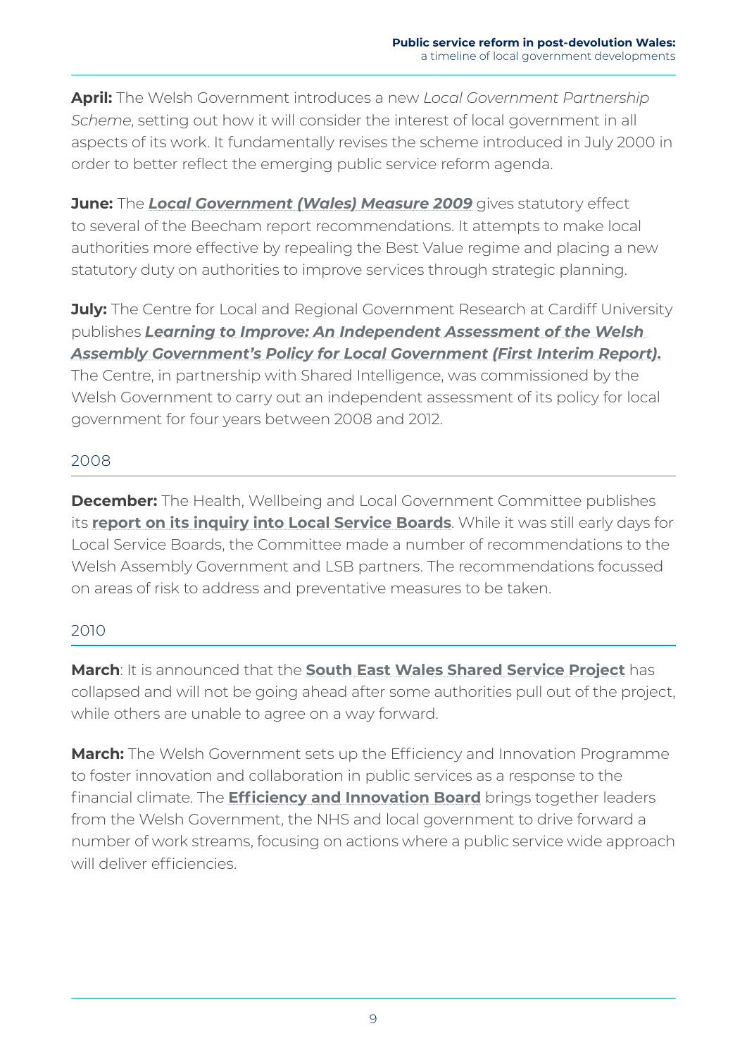**April:** The Welsh Government introduces a new *Local Government Partnership Scheme*, setting out how it will consider the interest of local government in all aspects of its work. It fundamentally revises the scheme introduced in July 2000 in order to better reflect the emerging public service reform agenda.

**June:** The ***Local Government (Wales) Measure 2009*** gives statutory effect to several of the Beecham report recommendations. It attempts to make local authorities more effective by repealing the Best Value regime and placing a new statutory duty on authorities to improve services through strategic planning.

**July:** The Centre for Local and Regional Government Research at Cardiff University publishes ***Learning to Improve: An Independent Assessment of the Welsh Assembly Government's Policy for Local Government (First Interim Report).*** The Centre, in partnership with Shared Intelligence, was commissioned by the Welsh Government to carry out an independent assessment of its policy for local government for four years between 2008 and 2012.

## 2008

**December:** The Health, Wellbeing and Local Government Committee publishes its **report on its inquiry into Local Service Boards**. While it was still early days for Local Service Boards, the Committee made a number of recommendations to the Welsh Assembly Government and LSB partners. The recommendations focussed on areas of risk to address and preventative measures to be taken.

## 2010

**March**: It is announced that the **South East Wales Shared Service Project** has collapsed and will not be going ahead after some authorities pull out of the project, while others are unable to agree on a way forward.

**March:** The Welsh Government sets up the Efficiency and Innovation Programme to foster innovation and collaboration in public services as a response to the financial climate. The **Efficiency and Innovation Board** brings together leaders from the Welsh Government, the NHS and local government to drive forward a number of work streams, focusing on actions where a public service wide approach will deliver efficiencies.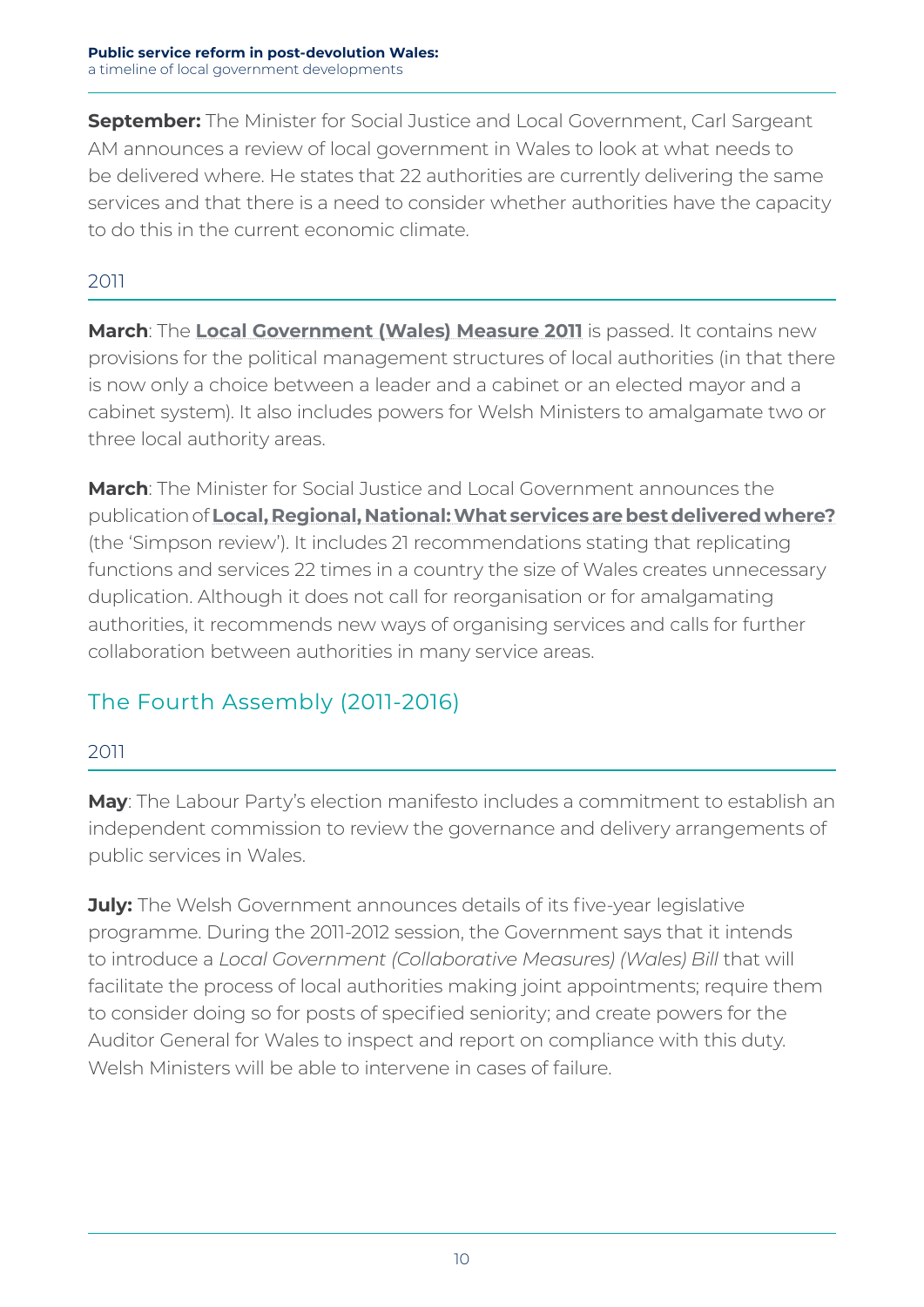**September:** The Minister for Social Justice and Local Government, Carl Sargeant AM announces a review of local government in Wales to look at what needs to be delivered where. He states that 22 authorities are currently delivering the same services and that there is a need to consider whether authorities have the capacity to do this in the current economic climate.

### 2011

**March**: The **Local Government (Wales) Measure 2011** is passed. It contains new provisions for the political management structures of local authorities (in that there is now only a choice between a leader and a cabinet or an elected mayor and a cabinet system). It also includes powers for Welsh Ministers to amalgamate two or three local authority areas.

**March**: The Minister for Social Justice and Local Government announces the publication of **Local, Regional, National: What services are best delivered where?** (the 'Simpson review'). It includes 21 recommendations stating that replicating functions and services 22 times in a country the size of Wales creates unnecessary duplication. Although it does not call for reorganisation or for amalgamating authorities, it recommends new ways of organising services and calls for further collaboration between authorities in many service areas.

## The Fourth Assembly (2011-2016)

### 2011

**May**: The Labour Party's election manifesto includes a commitment to establish an independent commission to review the governance and delivery arrangements of public services in Wales.

**July:** The Welsh Government announces details of its five-year legislative programme. During the 2011-2012 session, the Government says that it intends to introduce a *Local Government (Collaborative Measures) (Wales) Bill* that will facilitate the process of local authorities making joint appointments; require them to consider doing so for posts of specified seniority; and create powers for the Auditor General for Wales to inspect and report on compliance with this duty. Welsh Ministers will be able to intervene in cases of failure.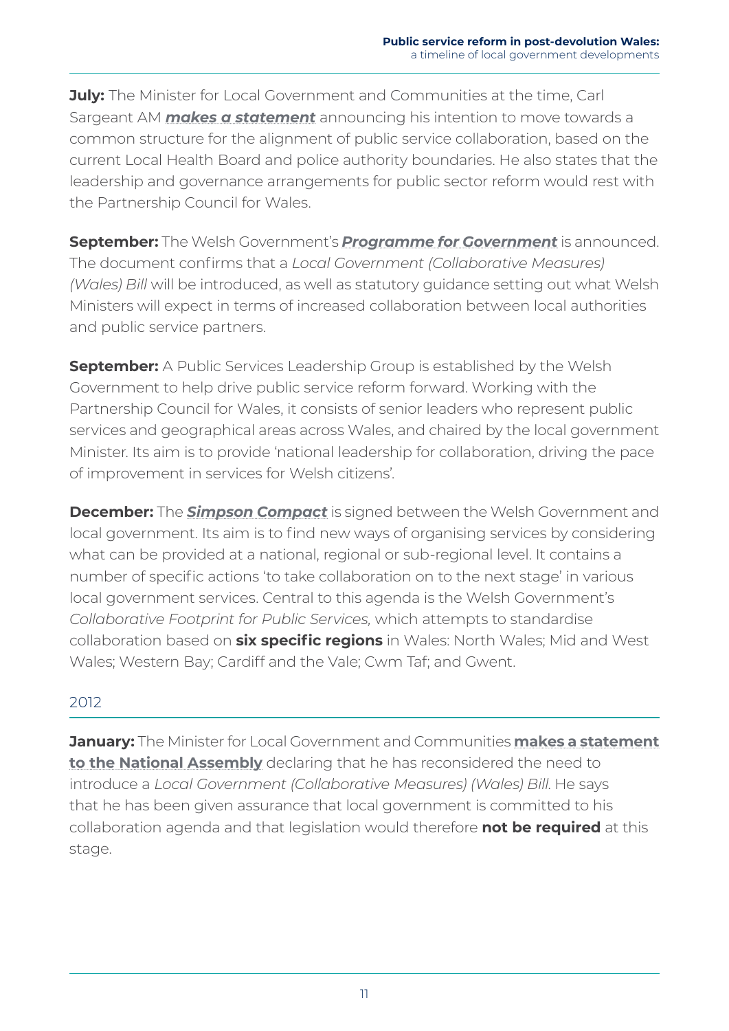**July:** The Minister for Local Government and Communities at the time, Carl Sargeant AM ***makes a statement*** announcing his intention to move towards a common structure for the alignment of public service collaboration, based on the current Local Health Board and police authority boundaries. He also states that the leadership and governance arrangements for public sector reform would rest with the Partnership Council for Wales.

**September:** The Welsh Government's ***Programme for Government*** is announced. The document confirms that a *Local Government (Collaborative Measures) (Wales) Bill* will be introduced, as well as statutory guidance setting out what Welsh Ministers will expect in terms of increased collaboration between local authorities and public service partners.

**September:** A Public Services Leadership Group is established by the Welsh Government to help drive public service reform forward. Working with the Partnership Council for Wales, it consists of senior leaders who represent public services and geographical areas across Wales, and chaired by the local government Minister. Its aim is to provide 'national leadership for collaboration, driving the pace of improvement in services for Welsh citizens'.

**December:** The ***Simpson Compact*** is signed between the Welsh Government and local government. Its aim is to find new ways of organising services by considering what can be provided at a national, regional or sub-regional level. It contains a number of specific actions 'to take collaboration on to the next stage' in various local government services. Central to this agenda is the Welsh Government's *Collaborative Footprint for Public Services,* which attempts to standardise collaboration based on **six specific regions** in Wales: North Wales; Mid and West Wales; Western Bay; Cardiff and the Vale; Cwm Taf; and Gwent.

## 2012

**January:** The Minister for Local Government and Communities **makes a statement to the National Assembly** declaring that he has reconsidered the need to introduce a *Local Government (Collaborative Measures) (Wales) Bill.* He says that he has been given assurance that local government is committed to his collaboration agenda and that legislation would therefore **not be required** at this stage.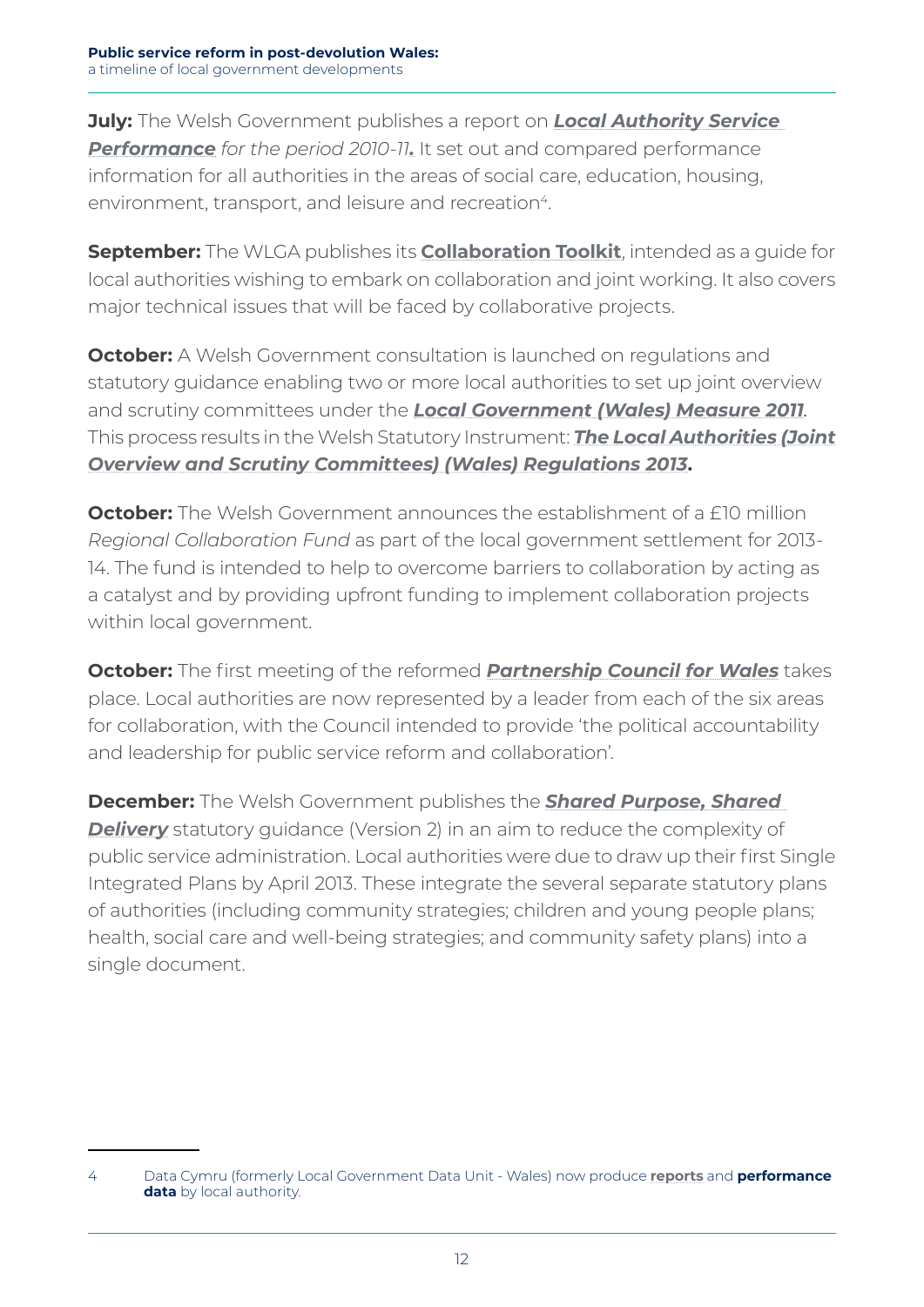**July:** The Welsh Government publishes a report on ***Local Authority Service Performance** for the period 2010-11.* It set out and compared performance information for all authorities in the areas of social care, education, housing, environment, transport, and leisure and recreation[4].

**September:** The WLGA publishes its **Collaboration Toolkit**, intended as a guide for local authorities wishing to embark on collaboration and joint working. It also covers major technical issues that will be faced by collaborative projects.

**October:** A Welsh Government consultation is launched on regulations and statutory guidance enabling two or more local authorities to set up joint overview and scrutiny committees under the ***Local Government (Wales) Measure 2011***. This process results in the Welsh Statutory Instrument: ***The Local Authorities (Joint Overview and Scrutiny Committees) (Wales) Regulations 2013.***

**October:** The Welsh Government announces the establishment of a £10 million *Regional Collaboration Fund* as part of the local government settlement for 2013-14. The fund is intended to help to overcome barriers to collaboration by acting as a catalyst and by providing upfront funding to implement collaboration projects within local government.

**October:** The first meeting of the reformed ***Partnership Council for Wales*** takes place. Local authorities are now represented by a leader from each of the six areas for collaboration, with the Council intended to provide 'the political accountability and leadership for public service reform and collaboration'.

**December:** The Welsh Government publishes the ***Shared Purpose, Shared Delivery*** statutory guidance (Version 2) in an aim to reduce the complexity of public service administration. Local authorities were due to draw up their first Single Integrated Plans by April 2013. These integrate the several separate statutory plans of authorities (including community strategies; children and young people plans; health, social care and well-being strategies; and community safety plans) into a single document.

---

4 Data Cymru (formerly Local Government Data Unit - Wales) now produce **reports** and **performance data** by local authority.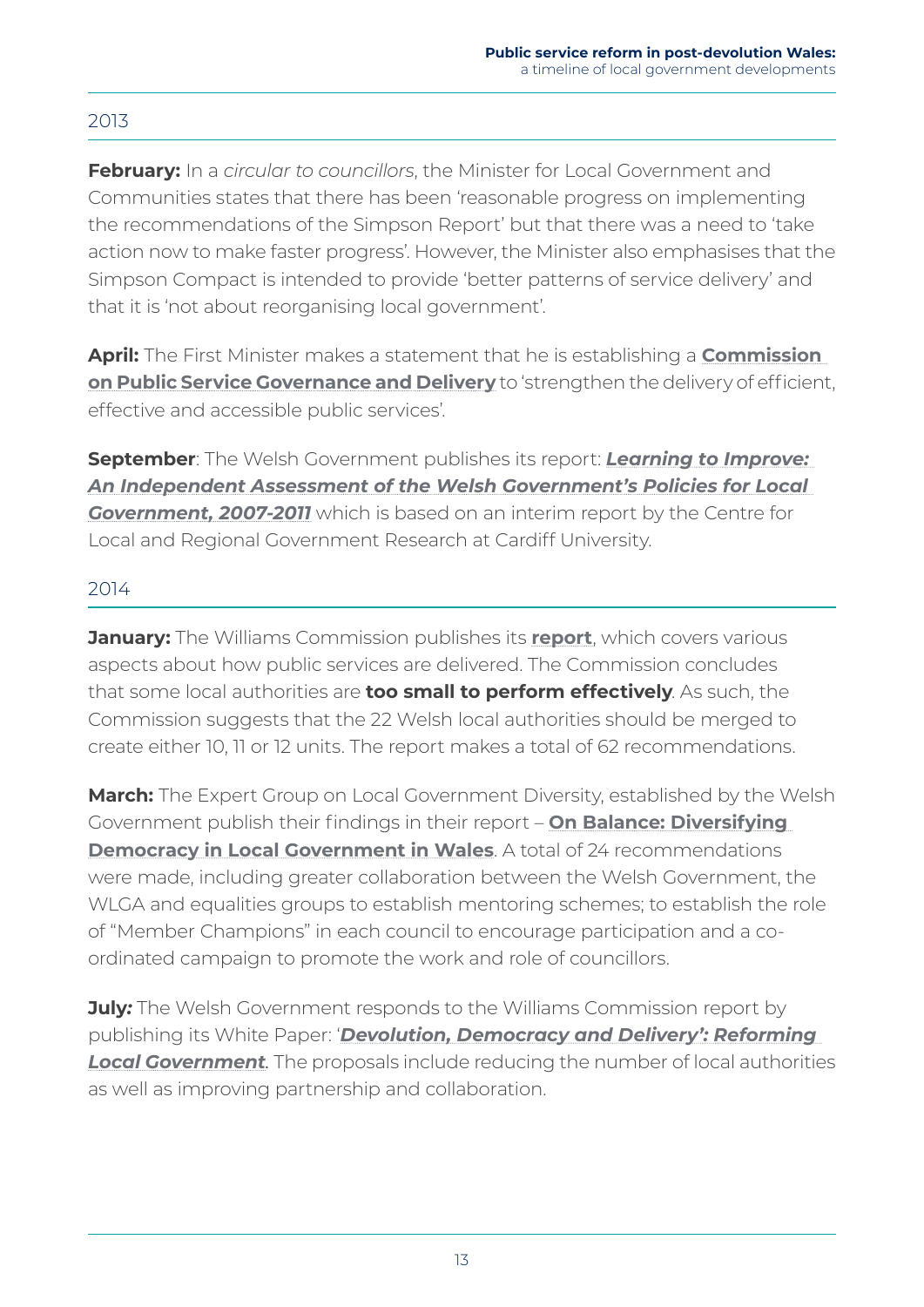## 2013

**February:** In a *circular to councillors*, the Minister for Local Government and Communities states that there has been 'reasonable progress on implementing the recommendations of the Simpson Report' but that there was a need to 'take action now to make faster progress'. However, the Minister also emphasises that the Simpson Compact is intended to provide 'better patterns of service delivery' and that it is 'not about reorganising local government'.

**April:** The First Minister makes a statement that he is establishing a **Commission on Public Service Governance and Delivery** to 'strengthen the delivery of efficient, effective and accessible public services'.

**September**: The Welsh Government publishes its report: ***Learning to Improve: An Independent Assessment of the Welsh Government's Policies for Local Government, 2007-2011*** which is based on an interim report by the Centre for Local and Regional Government Research at Cardiff University.

## 2014

**January:** The Williams Commission publishes its **report**, which covers various aspects about how public services are delivered. The Commission concludes that some local authorities are **too small to perform effectively**. As such, the Commission suggests that the 22 Welsh local authorities should be merged to create either 10, 11 or 12 units. The report makes a total of 62 recommendations.

**March:** The Expert Group on Local Government Diversity, established by the Welsh Government publish their findings in their report – **On Balance: Diversifying Democracy in Local Government in Wales**. A total of 24 recommendations were made, including greater collaboration between the Welsh Government, the WLGA and equalities groups to establish mentoring schemes; to establish the role of "Member Champions" in each council to encourage participation and a co-ordinated campaign to promote the work and role of councillors.

**July:** The Welsh Government responds to the Williams Commission report by publishing its White Paper: '***Devolution, Democracy and Delivery': Reforming Local Government***. The proposals include reducing the number of local authorities as well as improving partnership and collaboration.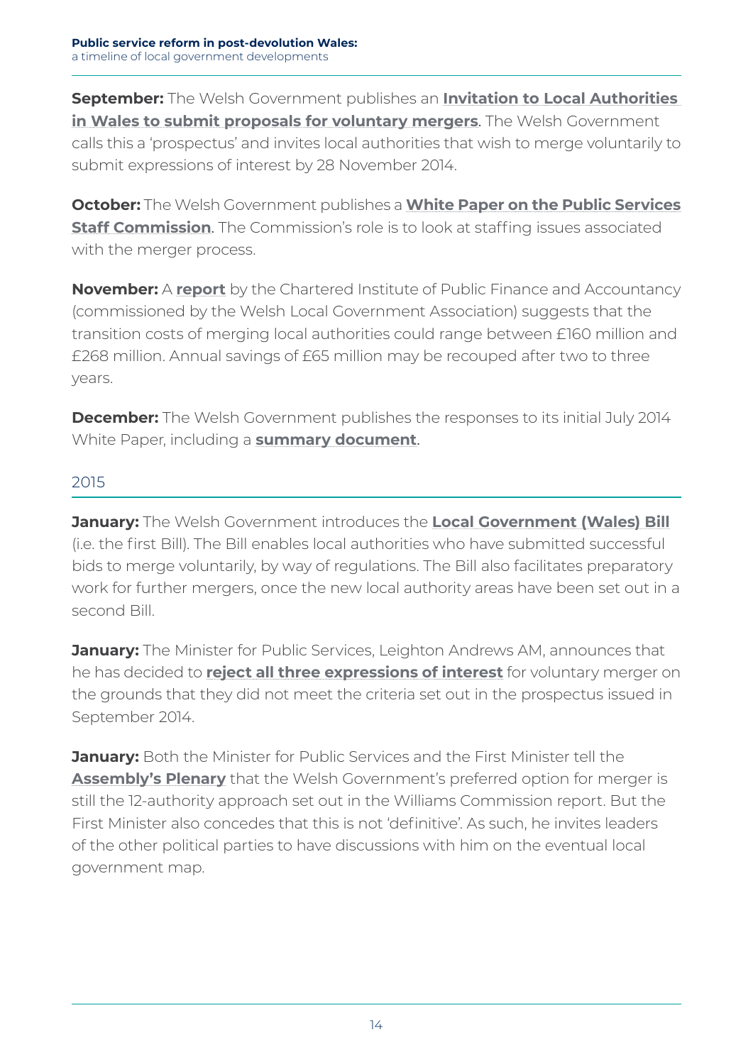**September:** The Welsh Government publishes an **Invitation to Local Authorities in Wales to submit proposals for voluntary mergers**. The Welsh Government calls this a 'prospectus' and invites local authorities that wish to merge voluntarily to submit expressions of interest by 28 November 2014.

**October:** The Welsh Government publishes a **White Paper on the Public Services Staff Commission**. The Commission's role is to look at staffing issues associated with the merger process.

**November:** A **report** by the Chartered Institute of Public Finance and Accountancy (commissioned by the Welsh Local Government Association) suggests that the transition costs of merging local authorities could range between £160 million and £268 million. Annual savings of £65 million may be recouped after two to three years.

**December:** The Welsh Government publishes the responses to its initial July 2014 White Paper, including a **summary document**.

## 2015

**January:** The Welsh Government introduces the **Local Government (Wales) Bill** (i.e. the first Bill). The Bill enables local authorities who have submitted successful bids to merge voluntarily, by way of regulations. The Bill also facilitates preparatory work for further mergers, once the new local authority areas have been set out in a second Bill.

**January:** The Minister for Public Services, Leighton Andrews AM, announces that he has decided to **reject all three expressions of interest** for voluntary merger on the grounds that they did not meet the criteria set out in the prospectus issued in September 2014.

**January:** Both the Minister for Public Services and the First Minister tell the **Assembly's Plenary** that the Welsh Government's preferred option for merger is still the 12-authority approach set out in the Williams Commission report. But the First Minister also concedes that this is not 'definitive'. As such, he invites leaders of the other political parties to have discussions with him on the eventual local government map.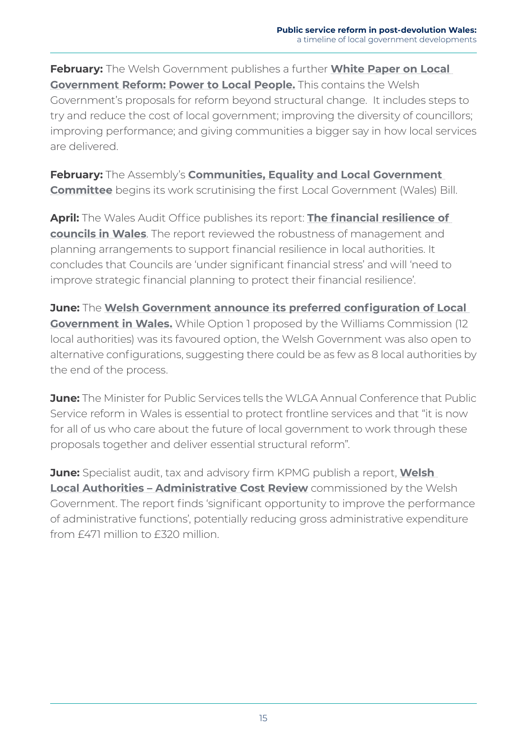**February:** The Welsh Government publishes a further **White Paper on Local Government Reform: Power to Local People.** This contains the Welsh Government's proposals for reform beyond structural change. It includes steps to try and reduce the cost of local government; improving the diversity of councillors; improving performance; and giving communities a bigger say in how local services are delivered.

**February:** The Assembly's **Communities, Equality and Local Government Committee** begins its work scrutinising the first Local Government (Wales) Bill.

**April:** The Wales Audit Office publishes its report: **The financial resilience of councils in Wales**. The report reviewed the robustness of management and planning arrangements to support financial resilience in local authorities. It concludes that Councils are 'under significant financial stress' and will 'need to improve strategic financial planning to protect their financial resilience'.

**June:** The **Welsh Government announce its preferred configuration of Local Government in Wales.** While Option 1 proposed by the Williams Commission (12 local authorities) was its favoured option, the Welsh Government was also open to alternative configurations, suggesting there could be as few as 8 local authorities by the end of the process.

**June:** The Minister for Public Services tells the WLGA Annual Conference that Public Service reform in Wales is essential to protect frontline services and that "it is now for all of us who care about the future of local government to work through these proposals together and deliver essential structural reform".

**June:** Specialist audit, tax and advisory firm KPMG publish a report, **Welsh Local Authorities – Administrative Cost Review** commissioned by the Welsh Government. The report finds 'significant opportunity to improve the performance of administrative functions', potentially reducing gross administrative expenditure from £471 million to £320 million.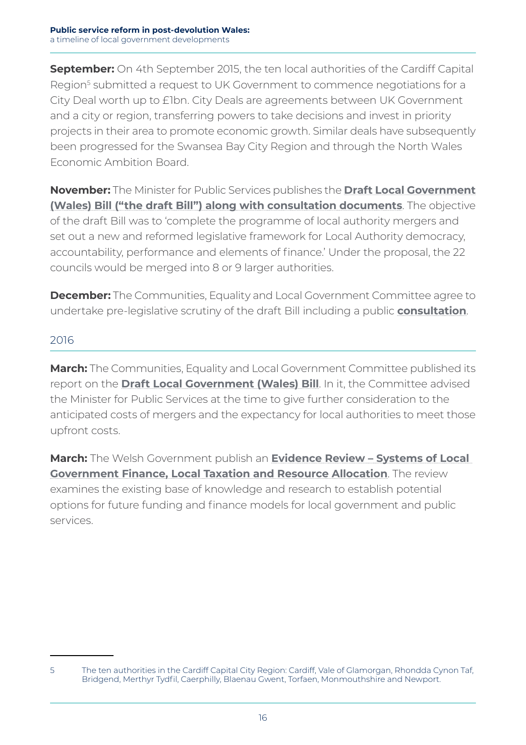**September:** On 4th September 2015, the ten local authorities of the Cardiff Capital Region[5] submitted a request to UK Government to commence negotiations for a City Deal worth up to £1bn. City Deals are agreements between UK Government and a city or region, transferring powers to take decisions and invest in priority projects in their area to promote economic growth. Similar deals have subsequently been progressed for the Swansea Bay City Region and through the North Wales Economic Ambition Board.

**November:** The Minister for Public Services publishes the **Draft Local Government (Wales) Bill ("the draft Bill") along with consultation documents**. The objective of the draft Bill was to 'complete the programme of local authority mergers and set out a new and reformed legislative framework for Local Authority democracy, accountability, performance and elements of finance.' Under the proposal, the 22 councils would be merged into 8 or 9 larger authorities.

**December:** The Communities, Equality and Local Government Committee agree to undertake pre-legislative scrutiny of the draft Bill including a public **consultation**.

## 2016

**March:** The Communities, Equality and Local Government Committee published its report on the **Draft Local Government (Wales) Bill**. In it, the Committee advised the Minister for Public Services at the time to give further consideration to the anticipated costs of mergers and the expectancy for local authorities to meet those upfront costs.

**March:** The Welsh Government publish an **Evidence Review – Systems of Local Government Finance, Local Taxation and Resource Allocation**. The review examines the existing base of knowledge and research to establish potential options for future funding and finance models for local government and public services.

---

5 The ten authorities in the Cardiff Capital City Region: Cardiff, Vale of Glamorgan, Rhondda Cynon Taf, Bridgend, Merthyr Tydfil, Caerphilly, Blaenau Gwent, Torfaen, Monmouthshire and Newport.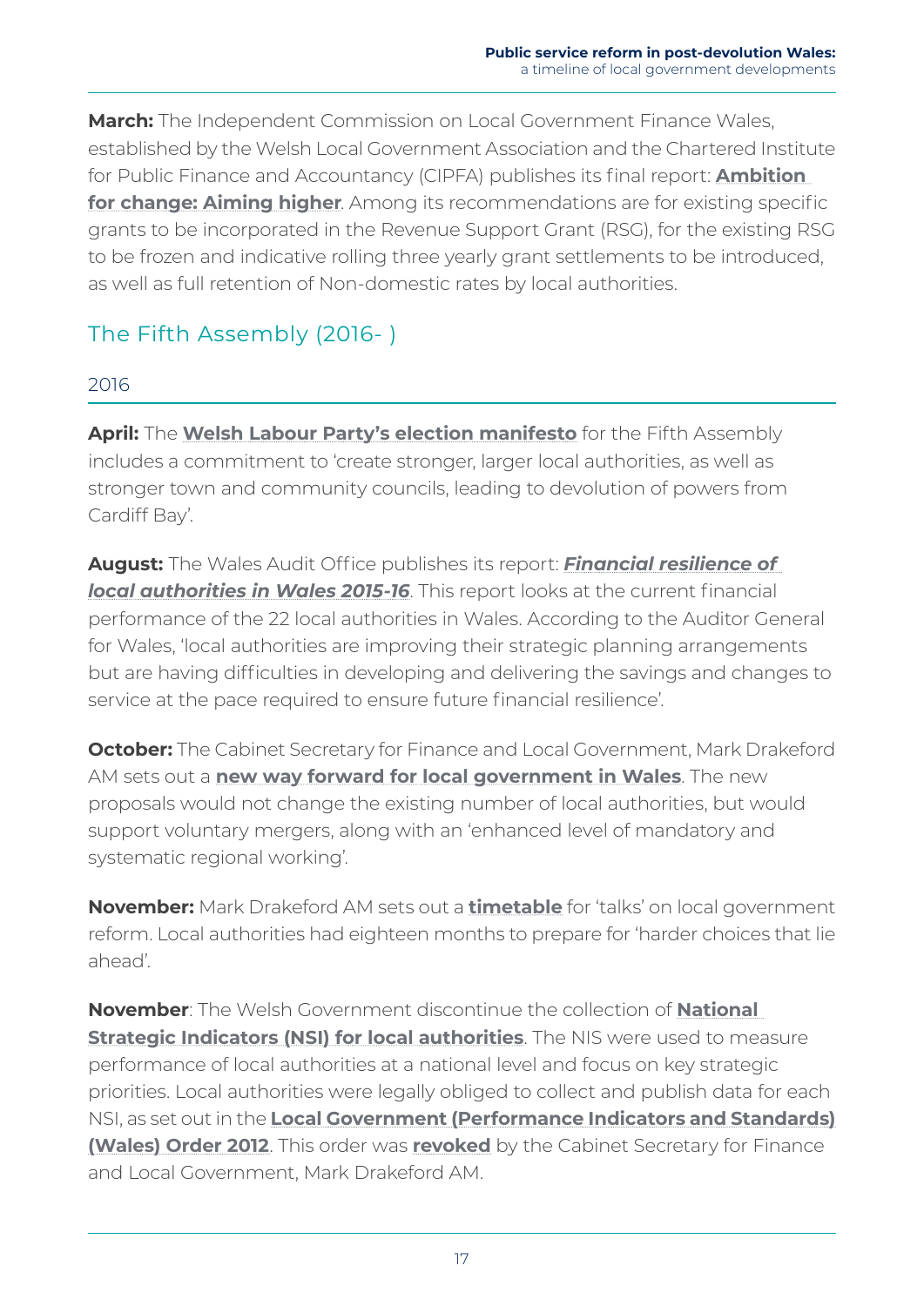**March:** The Independent Commission on Local Government Finance Wales, established by the Welsh Local Government Association and the Chartered Institute for Public Finance and Accountancy (CIPFA) publishes its final report: **Ambition for change: Aiming higher**. Among its recommendations are for existing specific grants to be incorporated in the Revenue Support Grant (RSG), for the existing RSG to be frozen and indicative rolling three yearly grant settlements to be introduced, as well as full retention of Non-domestic rates by local authorities.

## The Fifth Assembly (2016- )

### 2016

**April:** The **Welsh Labour Party's election manifesto** for the Fifth Assembly includes a commitment to 'create stronger, larger local authorities, as well as stronger town and community councils, leading to devolution of powers from Cardiff Bay'.

**August:** The Wales Audit Office publishes its report: ***Financial resilience of local authorities in Wales 2015-16***. This report looks at the current financial performance of the 22 local authorities in Wales. According to the Auditor General for Wales, 'local authorities are improving their strategic planning arrangements but are having difficulties in developing and delivering the savings and changes to service at the pace required to ensure future financial resilience'.

**October:** The Cabinet Secretary for Finance and Local Government, Mark Drakeford AM sets out a **new way forward for local government in Wales**. The new proposals would not change the existing number of local authorities, but would support voluntary mergers, along with an 'enhanced level of mandatory and systematic regional working'.

**November:** Mark Drakeford AM sets out a **timetable** for 'talks' on local government reform. Local authorities had eighteen months to prepare for 'harder choices that lie ahead'.

**November**: The Welsh Government discontinue the collection of **National Strategic Indicators (NSI) for local authorities**. The NIS were used to measure performance of local authorities at a national level and focus on key strategic priorities. Local authorities were legally obliged to collect and publish data for each NSI, as set out in the **Local Government (Performance Indicators and Standards) (Wales) Order 2012**. This order was **revoked** by the Cabinet Secretary for Finance and Local Government, Mark Drakeford AM.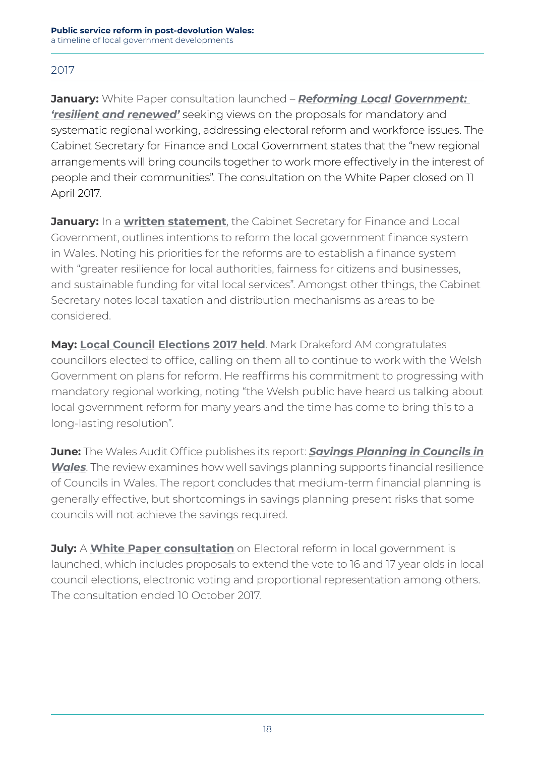## 2017

**January:** White Paper consultation launched – ***Reforming Local Government: 'resilient and renewed'*** seeking views on the proposals for mandatory and systematic regional working, addressing electoral reform and workforce issues. The Cabinet Secretary for Finance and Local Government states that the "new regional arrangements will bring councils together to work more effectively in the interest of people and their communities". The consultation on the White Paper closed on 11 April 2017.

**January:** In a **written statement**, the Cabinet Secretary for Finance and Local Government, outlines intentions to reform the local government finance system in Wales. Noting his priorities for the reforms are to establish a finance system with "greater resilience for local authorities, fairness for citizens and businesses, and sustainable funding for vital local services". Amongst other things, the Cabinet Secretary notes local taxation and distribution mechanisms as areas to be considered.

**May: Local Council Elections 2017 held**. Mark Drakeford AM congratulates councillors elected to office, calling on them all to continue to work with the Welsh Government on plans for reform. He reaffirms his commitment to progressing with mandatory regional working, noting "the Welsh public have heard us talking about local government reform for many years and the time has come to bring this to a long-lasting resolution".

**June:** The Wales Audit Office publishes its report: ***Savings Planning in Councils in Wales***. The review examines how well savings planning supports financial resilience of Councils in Wales. The report concludes that medium-term financial planning is generally effective, but shortcomings in savings planning present risks that some councils will not achieve the savings required.

**July:** A **White Paper consultation** on Electoral reform in local government is launched, which includes proposals to extend the vote to 16 and 17 year olds in local council elections, electronic voting and proportional representation among others. The consultation ended 10 October 2017.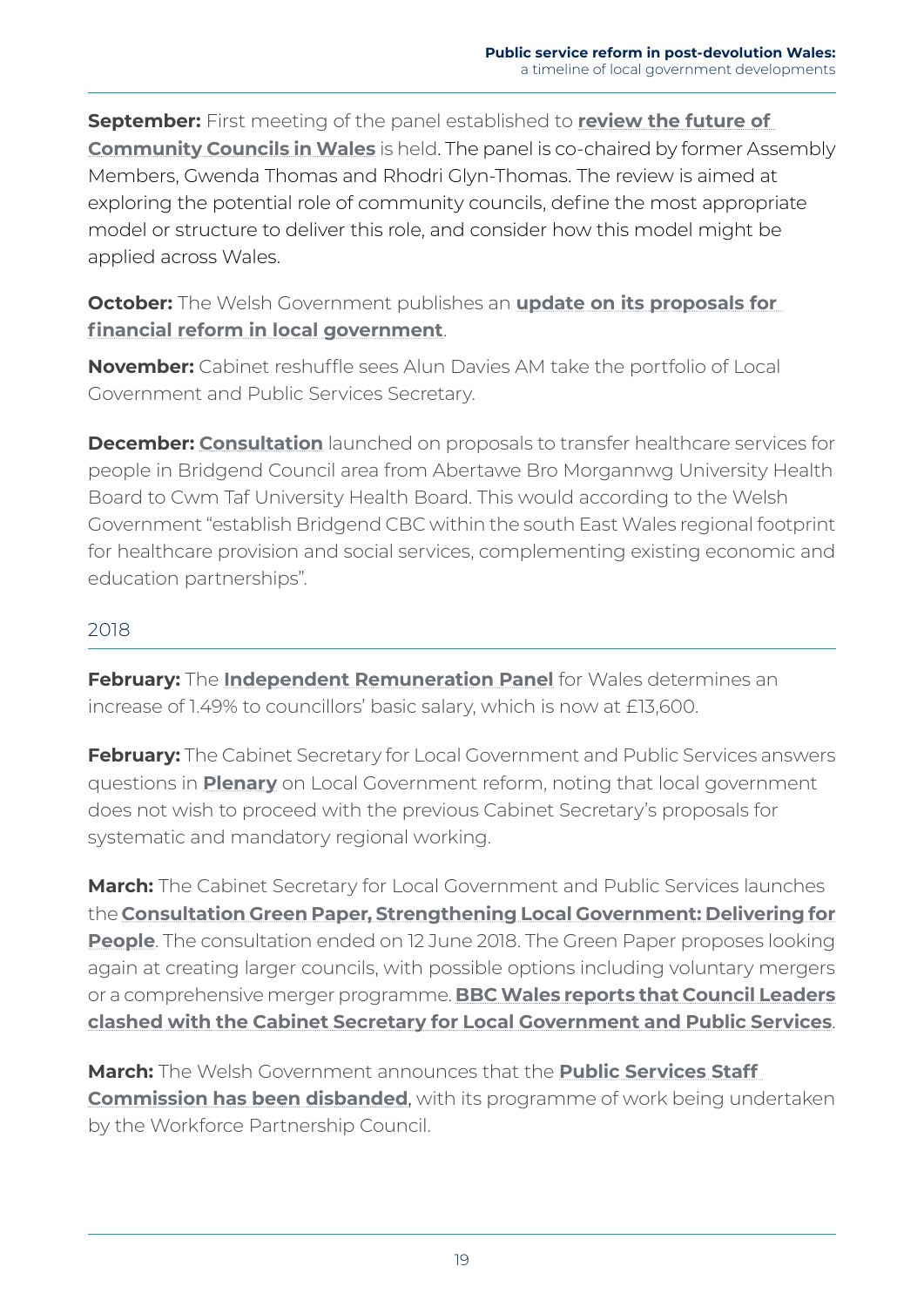**September:** First meeting of the panel established to **review the future of Community Councils in Wales** is held. The panel is co-chaired by former Assembly Members, Gwenda Thomas and Rhodri Glyn-Thomas. The review is aimed at exploring the potential role of community councils, define the most appropriate model or structure to deliver this role, and consider how this model might be applied across Wales.

**October:** The Welsh Government publishes an **update on its proposals for financial reform in local government**.

**November:** Cabinet reshuffle sees Alun Davies AM take the portfolio of Local Government and Public Services Secretary.

**December:** **Consultation** launched on proposals to transfer healthcare services for people in Bridgend Council area from Abertawe Bro Morgannwg University Health Board to Cwm Taf University Health Board. This would according to the Welsh Government "establish Bridgend CBC within the south East Wales regional footprint for healthcare provision and social services, complementing existing economic and education partnerships".

## 2018

**February:** The **Independent Remuneration Panel** for Wales determines an increase of 1.49% to councillors' basic salary, which is now at £13,600.

**February:** The Cabinet Secretary for Local Government and Public Services answers questions in **Plenary** on Local Government reform, noting that local government does not wish to proceed with the previous Cabinet Secretary's proposals for systematic and mandatory regional working.

**March:** The Cabinet Secretary for Local Government and Public Services launches the **Consultation Green Paper, Strengthening Local Government: Delivering for People**. The consultation ended on 12 June 2018. The Green Paper proposes looking again at creating larger councils, with possible options including voluntary mergers or a comprehensive merger programme. **BBC Wales reports that Council Leaders clashed with the Cabinet Secretary for Local Government and Public Services**.

**March:** The Welsh Government announces that the **Public Services Staff Commission has been disbanded**, with its programme of work being undertaken by the Workforce Partnership Council.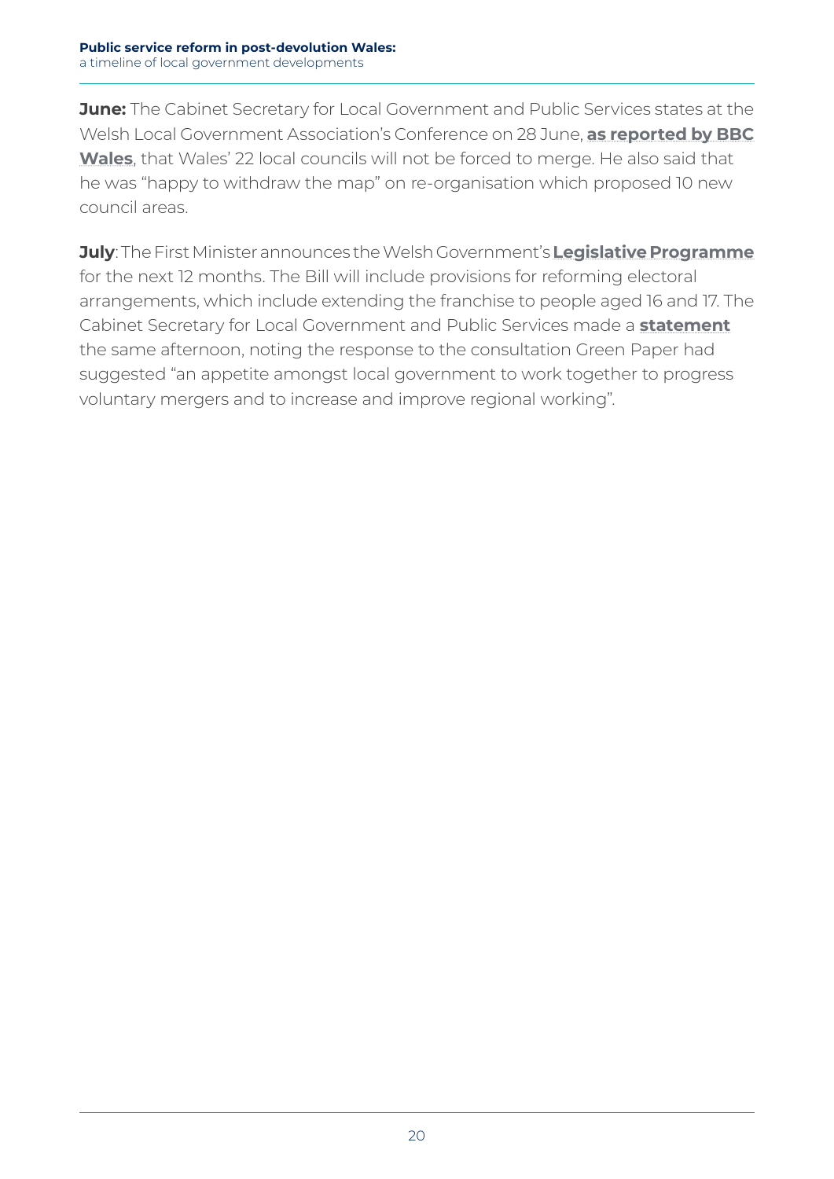**June:** The Cabinet Secretary for Local Government and Public Services states at the Welsh Local Government Association's Conference on 28 June, **as reported by BBC Wales**, that Wales' 22 local councils will not be forced to merge. He also said that he was "happy to withdraw the map" on re-organisation which proposed 10 new council areas.

**July**: The First Minister announces the Welsh Government's **Legislative Programme** for the next 12 months. The Bill will include provisions for reforming electoral arrangements, which include extending the franchise to people aged 16 and 17. The Cabinet Secretary for Local Government and Public Services made a **statement** the same afternoon, noting the response to the consultation Green Paper had suggested "an appetite amongst local government to work together to progress voluntary mergers and to increase and improve regional working".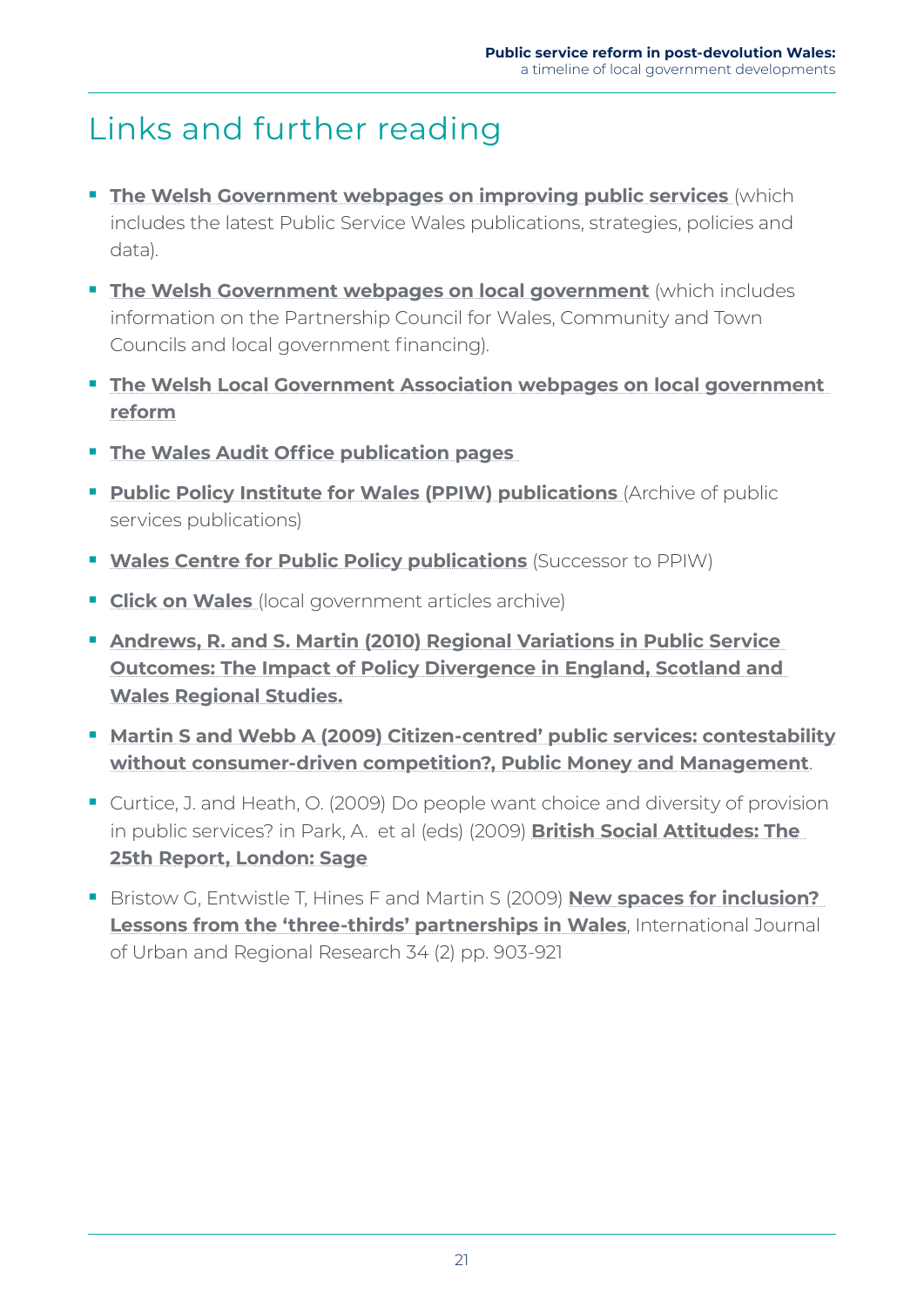# Links and further reading

- **The Welsh Government webpages on improving public services** (which includes the latest Public Service Wales publications, strategies, policies and data).
- **The Welsh Government webpages on local government** (which includes information on the Partnership Council for Wales, Community and Town Councils and local government financing).
- **The Welsh Local Government Association webpages on local government reform**
- **The Wales Audit Office publication pages**
- **Public Policy Institute for Wales (PPIW) publications** (Archive of public services publications)
- **Wales Centre for Public Policy publications** (Successor to PPIW)
- **Click on Wales** (local government articles archive)
- **Andrews, R. and S. Martin (2010) Regional Variations in Public Service Outcomes: The Impact of Policy Divergence in England, Scotland and Wales Regional Studies.**
- **Martin S and Webb A (2009) Citizen-centred' public services: contestability without consumer-driven competition?, Public Money and Management**.
- Curtice, J. and Heath, O. (2009) Do people want choice and diversity of provision in public services? in Park, A. et al (eds) (2009) **British Social Attitudes: The 25th Report, London: Sage**
- Bristow G, Entwistle T, Hines F and Martin S (2009) **New spaces for inclusion? Lessons from the 'three-thirds' partnerships in Wales**, International Journal of Urban and Regional Research 34 (2) pp. 903-921